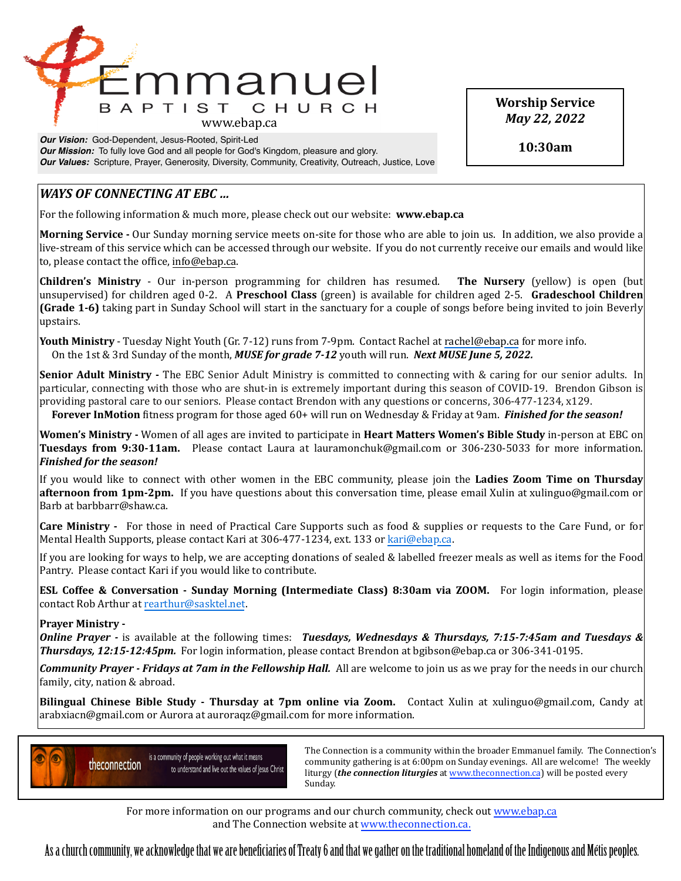# Emmanuel

BAPTIST CHURCH

www.ebap.ca

***Our Vision:*** God-Dependent, Jesus-Rooted, Spirit-Led
***Our Mission:*** To fully love God and all people for God's Kingdom, pleasure and glory.
***Our Values:*** Scripture, Prayer, Generosity, Diversity, Community, Creativity, Outreach, Justice, Love

**Worship Service**
***May 22, 2022***

**10:30am**

## *WAYS OF CONNECTING AT EBC ...*

For the following information & much more, please check out our website: **www.ebap.ca**

**Morning Service -** Our Sunday morning service meets on-site for those who are able to join us. In addition, we also provide a live-stream of this service which can be accessed through our website. If you do not currently receive our emails and would like to, please contact the office, info@ebap.ca.

**Children's Ministry** - Our in-person programming for children has resumed. **The Nursery** (yellow) is open (but unsupervised) for children aged 0-2. A **Preschool Class** (green) is available for children aged 2-5. **Gradeschool Children (Grade 1-6)** taking part in Sunday School will start in the sanctuary for a couple of songs before being invited to join Beverly upstairs.

**Youth Ministry** - Tuesday Night Youth (Gr. 7-12) runs from 7-9pm. Contact Rachel at rachel@ebap.ca for more info.
On the 1st & 3rd Sunday of the month, ***MUSE for grade 7-12*** youth will run. ***Next MUSE June 5, 2022.***

**Senior Adult Ministry -** The EBC Senior Adult Ministry is committed to connecting with & caring for our senior adults. In particular, connecting with those who are shut-in is extremely important during this season of COVID-19. Brendon Gibson is providing pastoral care to our seniors. Please contact Brendon with any questions or concerns, 306-477-1234, x129.
**Forever InMotion** fitness program for those aged 60+ will run on Wednesday & Friday at 9am. ***Finished for the season!***

**Women's Ministry -** Women of all ages are invited to participate in **Heart Matters Women's Bible Study** in-person at EBC on **Tuesdays from 9:30-11am.** Please contact Laura at lauramonchuk@gmail.com or 306-230-5033 for more information. ***Finished for the season!***

If you would like to connect with other women in the EBC community, please join the **Ladies Zoom Time on Thursday afternoon from 1pm-2pm.** If you have questions about this conversation time, please email Xulin at xulinguo@gmail.com or Barb at barbbarr@shaw.ca.

**Care Ministry -** For those in need of Practical Care Supports such as food & supplies or requests to the Care Fund, or for Mental Health Supports, please contact Kari at 306-477-1234, ext. 133 or kari@ebap.ca.

If you are looking for ways to help, we are accepting donations of sealed & labelled freezer meals as well as items for the Food Pantry. Please contact Kari if you would like to contribute.

**ESL Coffee & Conversation - Sunday Morning (Intermediate Class) 8:30am via ZOOM.** For login information, please contact Rob Arthur at rearthur@sasktel.net.

**Prayer Ministry -**
***Online Prayer -*** is available at the following times: ***Tuesdays, Wednesdays & Thursdays, 7:15-7:45am and Tuesdays & Thursdays, 12:15-12:45pm.*** For login information, please contact Brendon at bgibson@ebap.ca or 306-341-0195.

***Community Prayer - Fridays at 7am in the Fellowship Hall.*** All are welcome to join us as we pray for the needs in our church family, city, nation & abroad.

**Bilingual Chinese Bible Study - Thursday at 7pm online via Zoom.** Contact Xulin at xulinguo@gmail.com, Candy at arabxiacn@gmail.com or Aurora at auroraqz@gmail.com for more information.

theconnection — is a community of people working out what it means to understand and live out the values of Jesus Christ

The Connection is a community within the broader Emmanuel family. The Connection's community gathering is at 6:00pm on Sunday evenings. All are welcome! The weekly liturgy (***the connection liturgies*** at www.theconnection.ca) will be posted every Sunday.

For more information on our programs and our church community, check out www.ebap.ca and The Connection website at www.theconnection.ca.

As a church community, we acknowledge that we are beneficiaries of Treaty 6 and that we gather on the traditional homeland of the Indigenous and Métis peoples.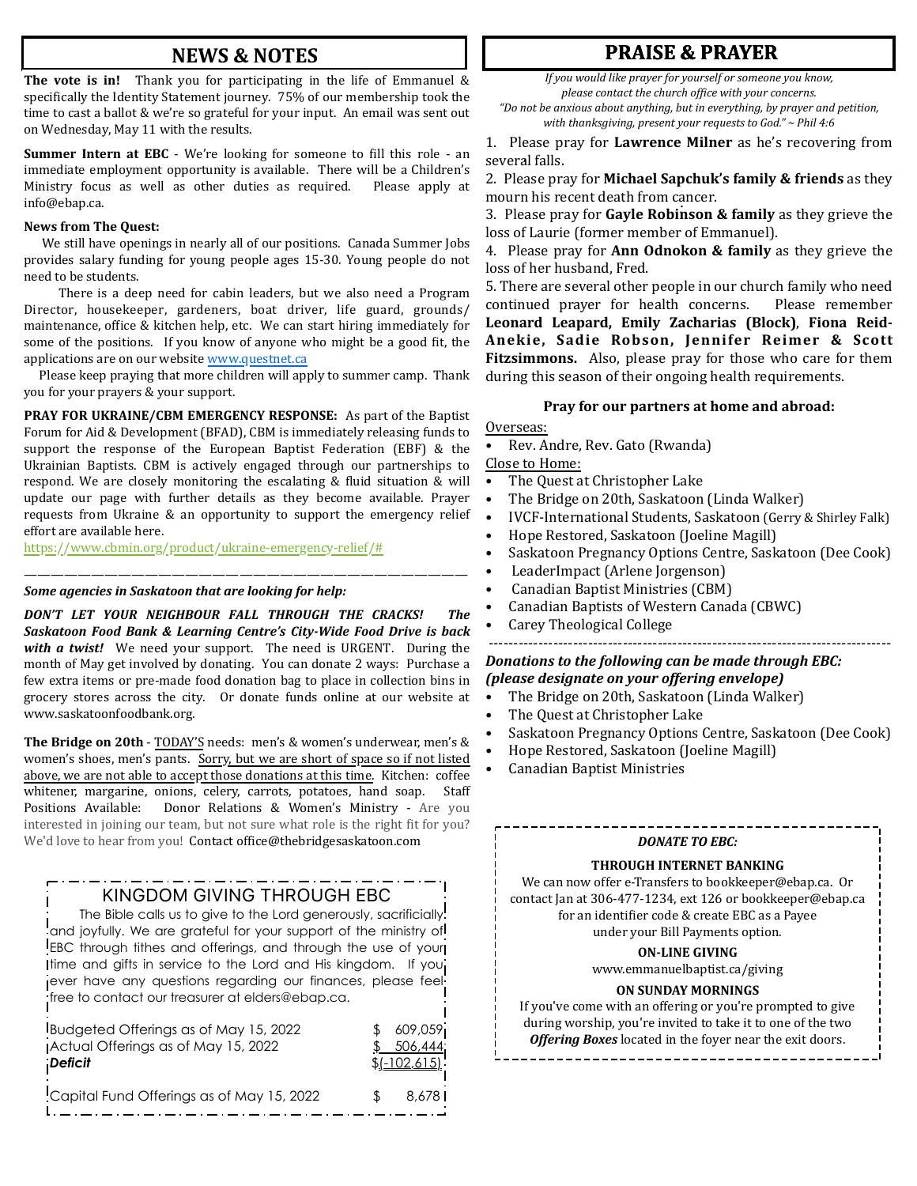## NEWS & NOTES

**The vote is in!** Thank you for participating in the life of Emmanuel & specifically the Identity Statement journey. 75% of our membership took the time to cast a ballot & we're so grateful for your input. An email was sent out on Wednesday, May 11 with the results.

**Summer Intern at EBC** - We're looking for someone to fill this role - an immediate employment opportunity is available. There will be a Children's Ministry focus as well as other duties as required. Please apply at info@ebap.ca.

**News from The Quest:**

We still have openings in nearly all of our positions. Canada Summer Jobs provides salary funding for young people ages 15-30. Young people do not need to be students.

There is a deep need for cabin leaders, but we also need a Program Director, housekeeper, gardeners, boat driver, life guard, grounds/ maintenance, office & kitchen help, etc. We can start hiring immediately for some of the positions. If you know of anyone who might be a good fit, the applications are on our website www.questnet.ca

Please keep praying that more children will apply to summer camp. Thank you for your prayers & your support.

**PRAY FOR UKRAINE/CBM EMERGENCY RESPONSE:** As part of the Baptist Forum for Aid & Development (BFAD), CBM is immediately releasing funds to support the response of the European Baptist Federation (EBF) & the Ukrainian Baptists. CBM is actively engaged through our partnerships to respond. We are closely monitoring the escalating & fluid situation & will update our page with further details as they become available. Prayer requests from Ukraine & an opportunity to support the emergency relief effort are available here.

https://www.cbmin.org/product/ukraine-emergency-relief/#

---

***Some agencies in Saskatoon that are looking for help:***

***DON'T LET YOUR NEIGHBOUR FALL THROUGH THE CRACKS! The Saskatoon Food Bank & Learning Centre's City-Wide Food Drive is back with a twist!*** We need your support. The need is URGENT. During the month of May get involved by donating. You can donate 2 ways: Purchase a few extra items or pre-made food donation bag to place in collection bins in grocery stores across the city. Or donate funds online at our website at www.saskatoonfoodbank.org.

**The Bridge on 20th** - TODAY'S needs: men's & women's underwear, men's & women's shoes, men's pants. Sorry, but we are short of space so if not listed above, we are not able to accept those donations at this time. Kitchen: coffee whitener, margarine, onions, celery, carrots, potatoes, hand soap. Staff Positions Available: Donor Relations & Women's Ministry - Are you interested in joining our team, but not sure what role is the right fit for you? We'd love to hear from you! Contact office@thebridgesaskatoon.com

### KINGDOM GIVING THROUGH EBC

The Bible calls us to give to the Lord generously, sacrificially and joyfully. We are grateful for your support of the ministry of EBC through tithes and offerings, and through the use of your time and gifts in service to the Lord and His kingdom. If you ever have any questions regarding our finances, please feel free to contact our treasurer at elders@ebap.ca.

| | |
|---|---|
| Budgeted Offerings as of May 15, 2022 | $ 609,059 |
| Actual Offerings as of May 15, 2022 | $ 506,444 |
| ***Deficit*** | $(-102,615) |
| Capital Fund Offerings as of May 15, 2022 | $ 8,678 |

## PRAISE & PRAYER

*If you would like prayer for yourself or someone you know, please contact the church office with your concerns.*
*"Do not be anxious about anything, but in everything, by prayer and petition, with thanksgiving, present your requests to God." ~ Phil 4:6*

1. Please pray for **Lawrence Milner** as he's recovering from several falls.
2. Please pray for **Michael Sapchuk's family & friends** as they mourn his recent death from cancer.
3. Please pray for **Gayle Robinson & family** as they grieve the loss of Laurie (former member of Emmanuel).
4. Please pray for **Ann Odnokon & family** as they grieve the loss of her husband, Fred.
5. There are several other people in our church family who need continued prayer for health concerns. Please remember **Leonard Leapard, Emily Zacharias (Block)**, **Fiona Reid-Anekie, Sadie Robson, Jennifer Reimer & Scott Fitzsimmons.** Also, please pray for those who care for them during this season of their ongoing health requirements.

**Pray for our partners at home and abroad:**

Overseas:
- Rev. Andre, Rev. Gato (Rwanda)

Close to Home:
- The Quest at Christopher Lake
- The Bridge on 20th, Saskatoon (Linda Walker)
- IVCF-International Students, Saskatoon (Gerry & Shirley Falk)
- Hope Restored, Saskatoon (Joeline Magill)
- Saskatoon Pregnancy Options Centre, Saskatoon (Dee Cook)
- LeaderImpact (Arlene Jorgenson)
- Canadian Baptist Ministries (CBM)
- Canadian Baptists of Western Canada (CBWC)
- Carey Theological College

---

***Donations to the following can be made through EBC: (please designate on your offering envelope)***
- The Bridge on 20th, Saskatoon (Linda Walker)
- The Quest at Christopher Lake
- Saskatoon Pregnancy Options Centre, Saskatoon (Dee Cook)
- Hope Restored, Saskatoon (Joeline Magill)
- Canadian Baptist Ministries

***DONATE TO EBC:***

**THROUGH INTERNET BANKING**

We can now offer e-Transfers to bookkeeper@ebap.ca. Or contact Jan at 306-477-1234, ext 126 or bookkeeper@ebap.ca for an identifier code & create EBC as a Payee under your Bill Payments option.

**ON-LINE GIVING**

www.emmanuelbaptist.ca/giving

**ON SUNDAY MORNINGS**

If you've come with an offering or you're prompted to give during worship, you're invited to take it to one of the two ***Offering Boxes*** located in the foyer near the exit doors.